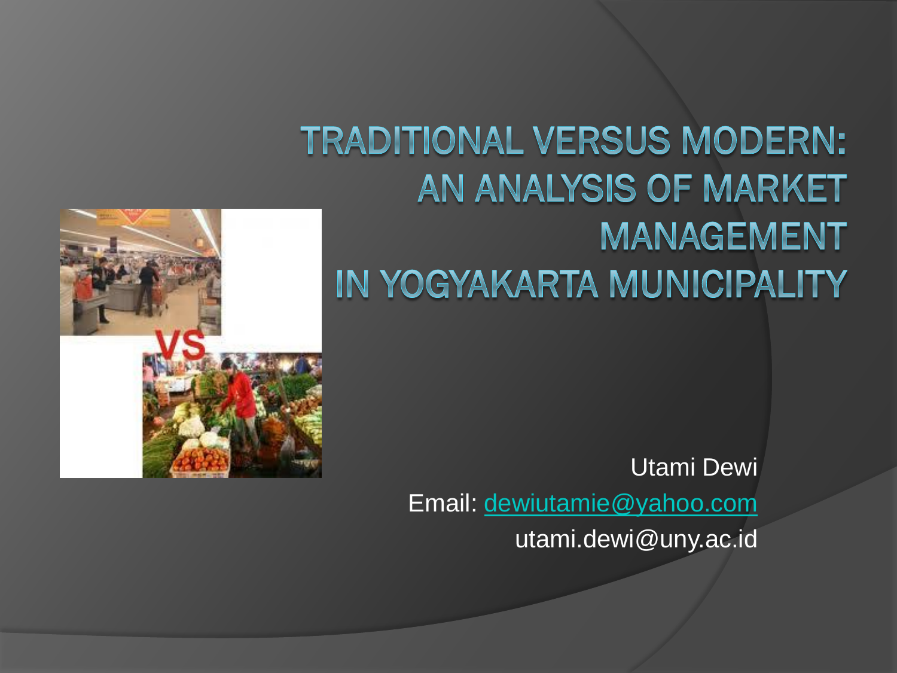# TRADITIONAL VERSUS MODERN: AN ANALYSIS OF MARKET MANAGEMENT IN YOGYAKARTA MUNICIPALITY

Utami Dewi

Email: dewiutamie@yahoo.com

utami.dewi@uny.ac.id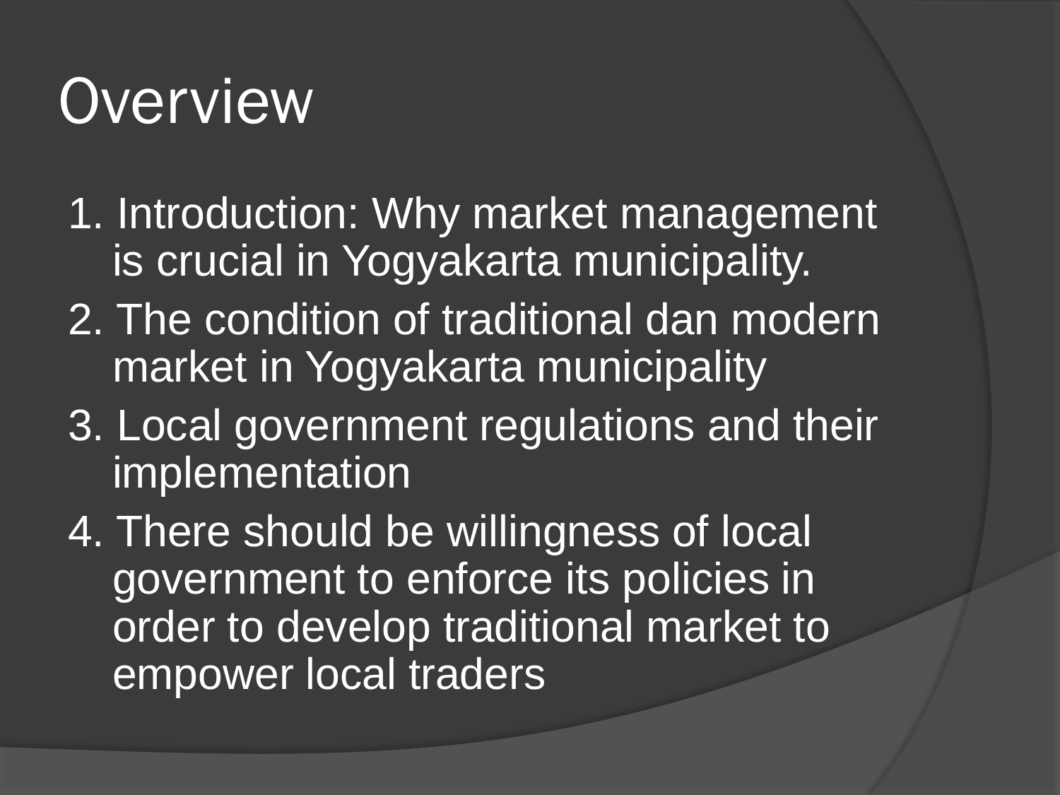# Overview

1. Introduction: Why market management is crucial in Yogyakarta municipality.
2. The condition of traditional dan modern market in Yogyakarta municipality
3. Local government regulations and their implementation
4. There should be willingness of local government to enforce its policies in order to develop traditional market to empower local traders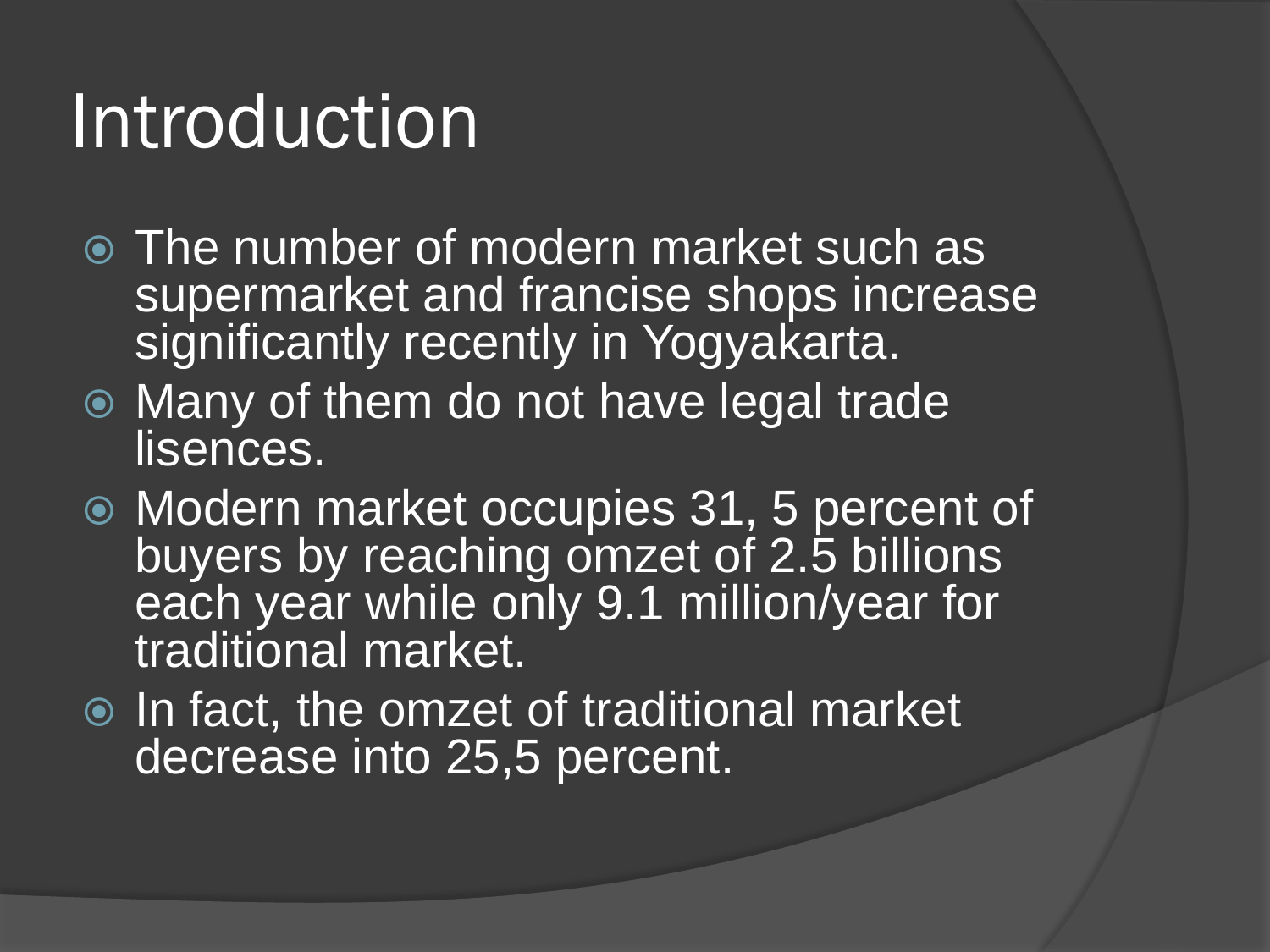# Introduction

- The number of modern market such as supermarket and francise shops increase significantly recently in Yogyakarta.
- Many of them do not have legal trade lisences.
- Modern market occupies 31, 5 percent of buyers by reaching omzet of 2.5 billions each year while only 9.1 million/year for traditional market.
- In fact, the omzet of traditional market decrease into 25,5 percent.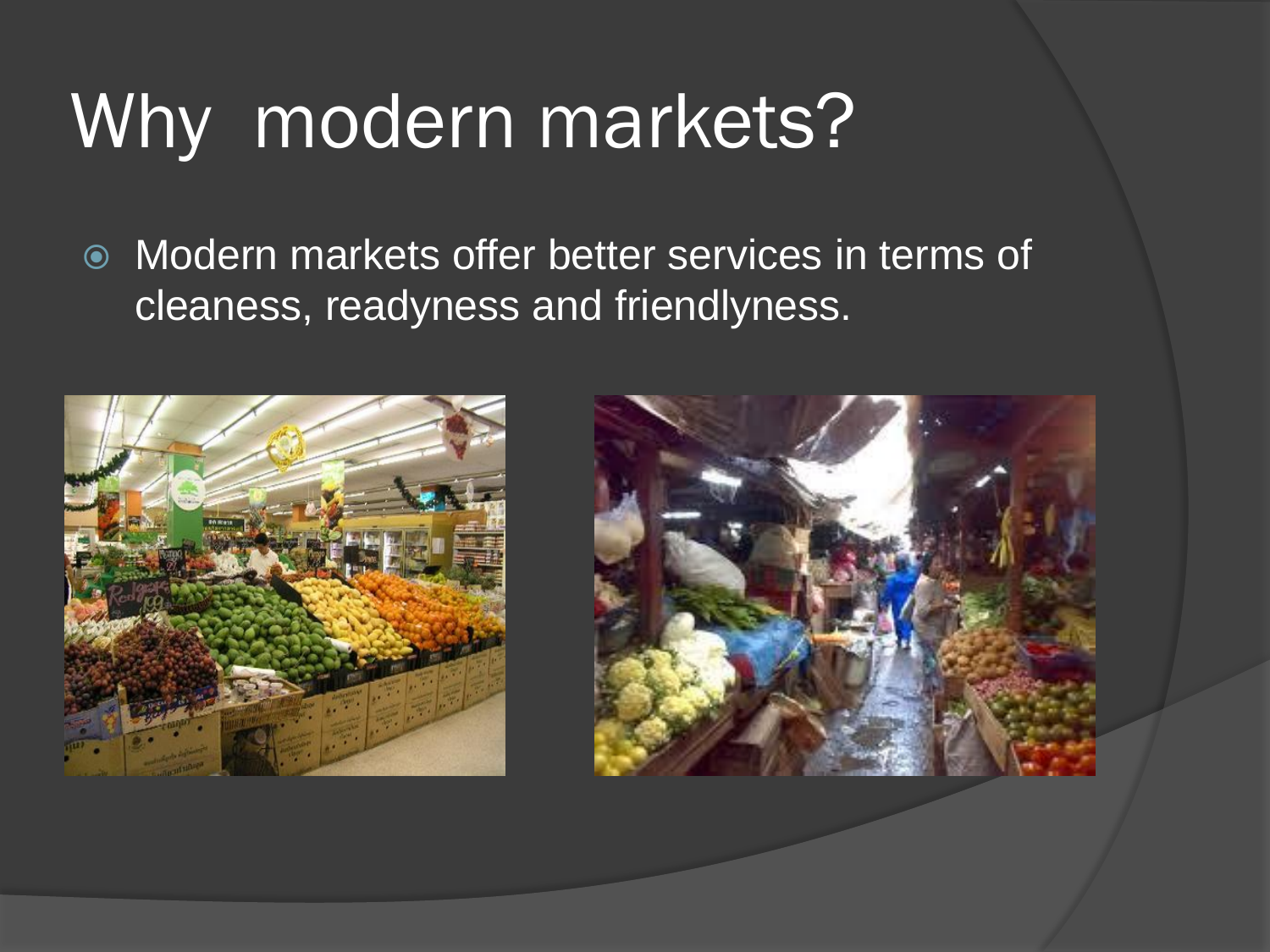# Why modern markets?

- Modern markets offer better services in terms of cleaness, readyness and friendlyness.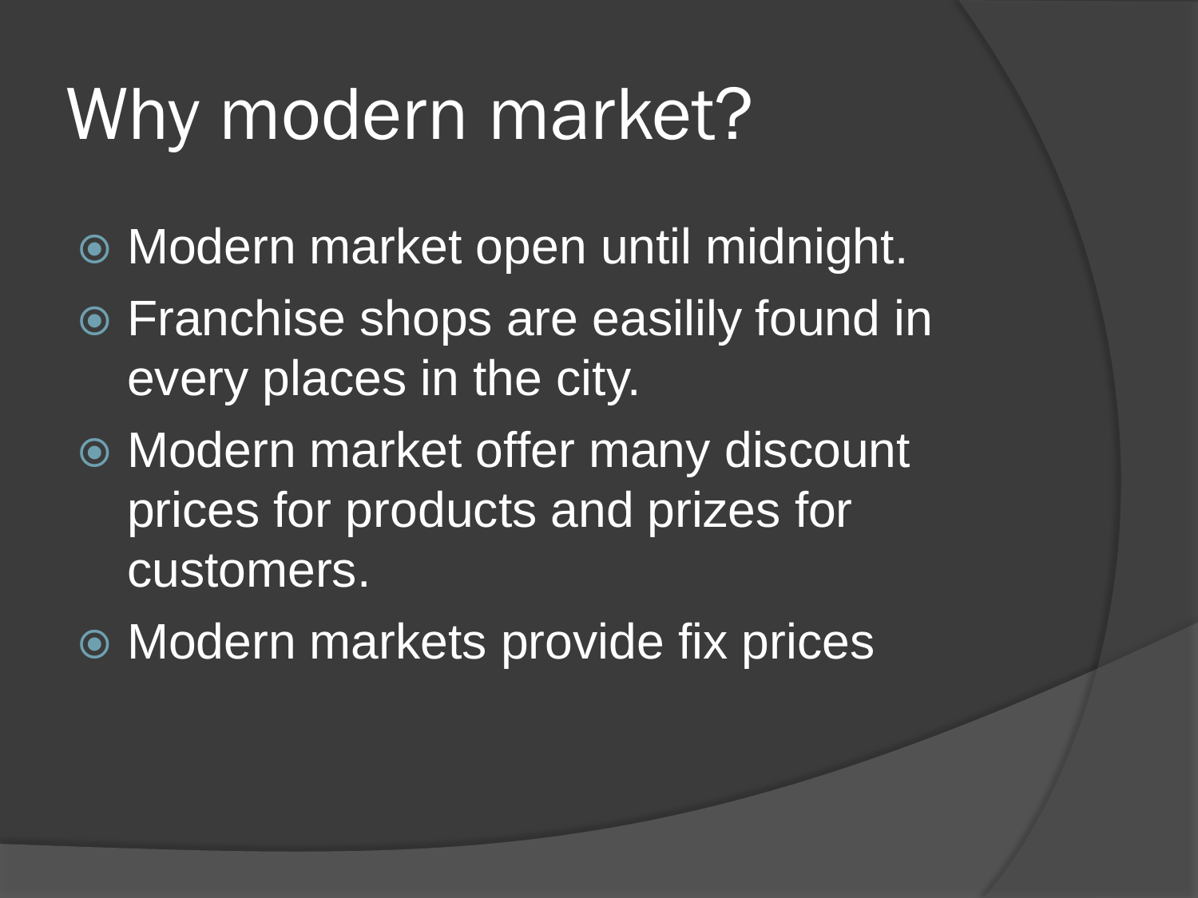# Why modern market?

- Modern market open until midnight.
- Franchise shops are easilily found in every places in the city.
- Modern market offer many discount prices for products and prizes for customers.
- Modern markets provide fix prices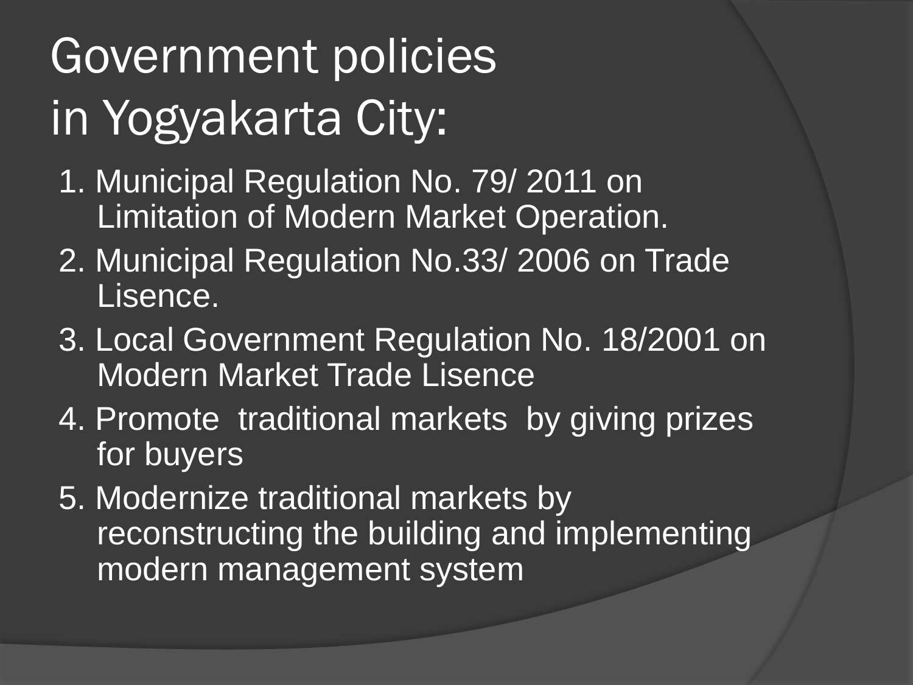# Government policies in Yogyakarta City:

1. Municipal Regulation No. 79/ 2011 on Limitation of Modern Market Operation.
2. Municipal Regulation No.33/ 2006 on Trade Lisence.
3. Local Government Regulation No. 18/2001 on Modern Market Trade Lisence
4. Promote traditional markets by giving prizes for buyers
5. Modernize traditional markets by reconstructing the building and implementing modern management system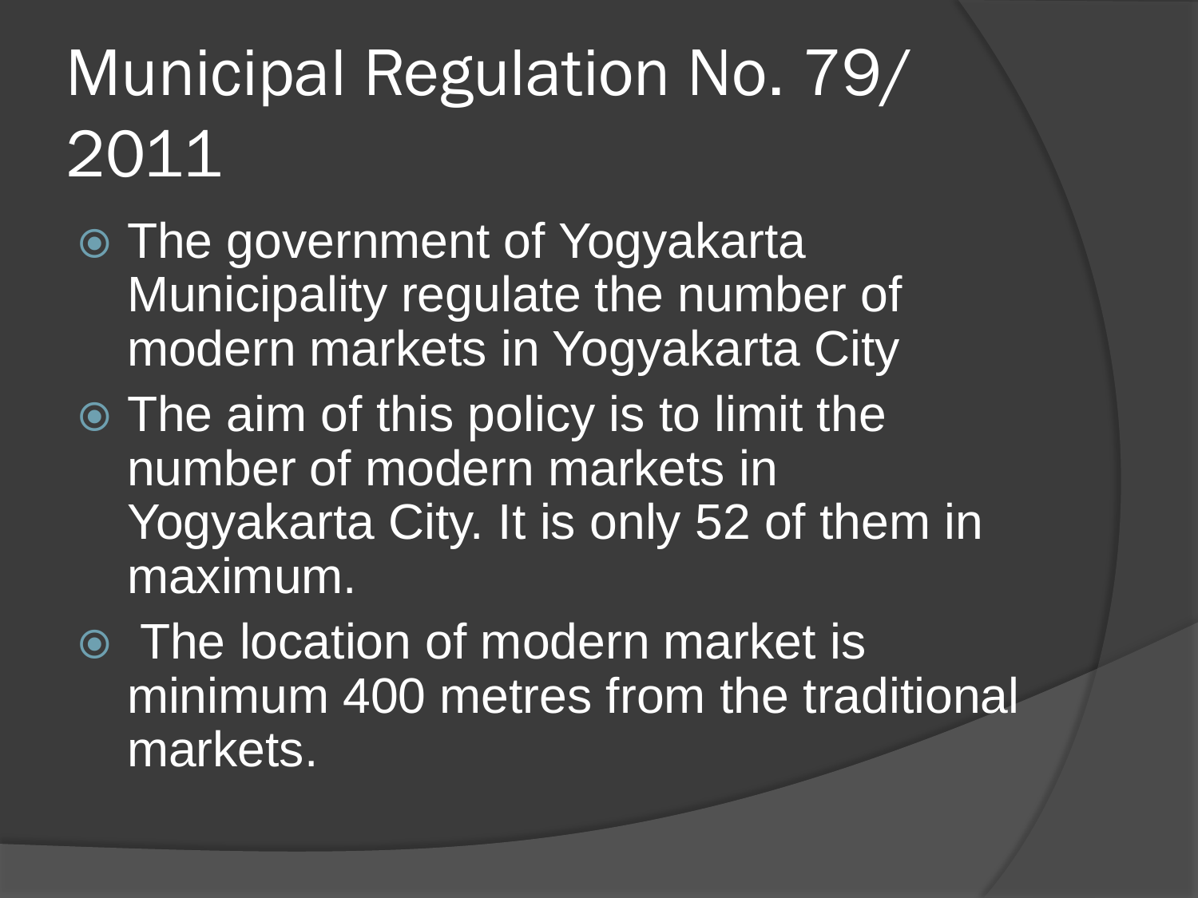# Municipal Regulation No. 79/ 2011

- The government of Yogyakarta Municipality regulate the number of modern markets in Yogyakarta City
- The aim of this policy is to limit the number of modern markets in Yogyakarta City. It is only 52 of them in maximum.
- The location of modern market is minimum 400 metres from the traditional markets.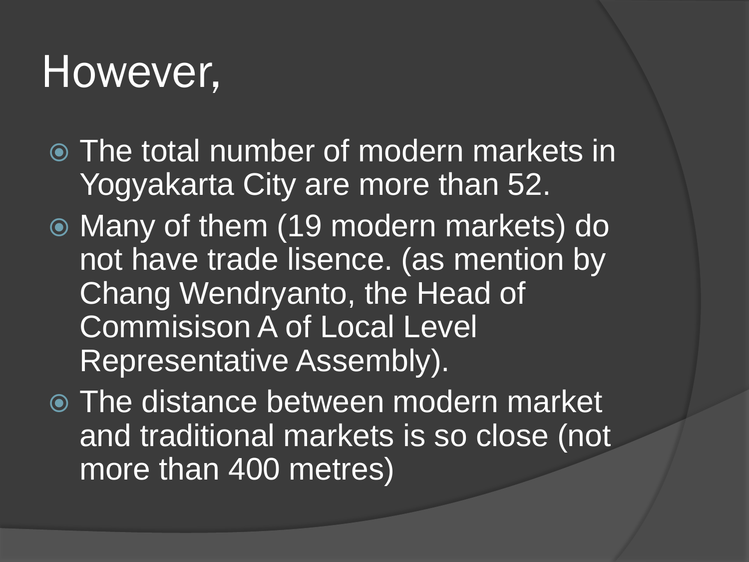# However,

- The total number of modern markets in Yogyakarta City are more than 52.
- Many of them (19 modern markets) do not have trade lisence. (as mention by Chang Wendryanto, the Head of Commisison A of Local Level Representative Assembly).
- The distance between modern market and traditional markets is so close (not more than 400 metres)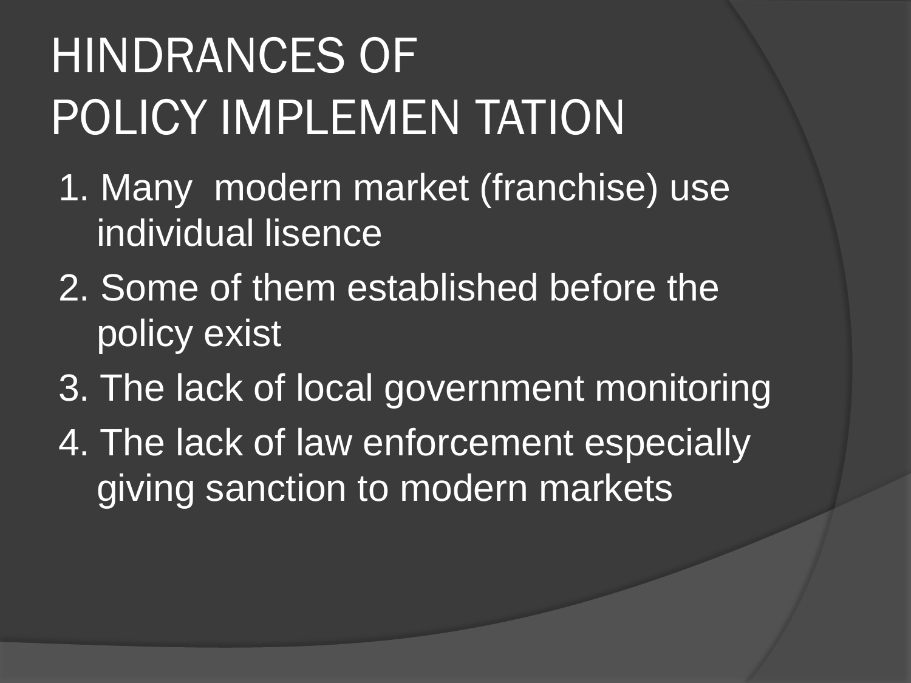# HINDRANCES OF POLICY IMPLEMEN TATION

1. Many  modern market (franchise) use individual lisence
2. Some of them established before the policy exist
3. The lack of local government monitoring
4. The lack of law enforcement especially giving sanction to modern markets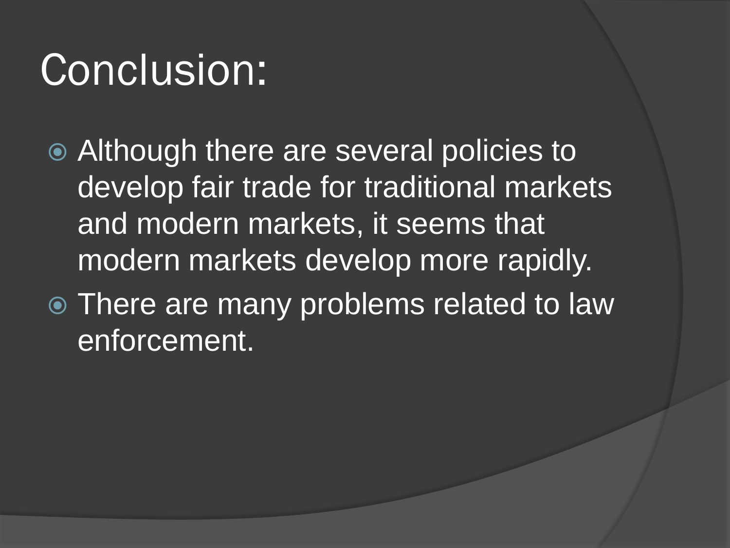# Conclusion:

- Although there are several policies to develop fair trade for traditional markets and modern markets, it seems that modern markets develop more rapidly.
- There are many problems related to law enforcement.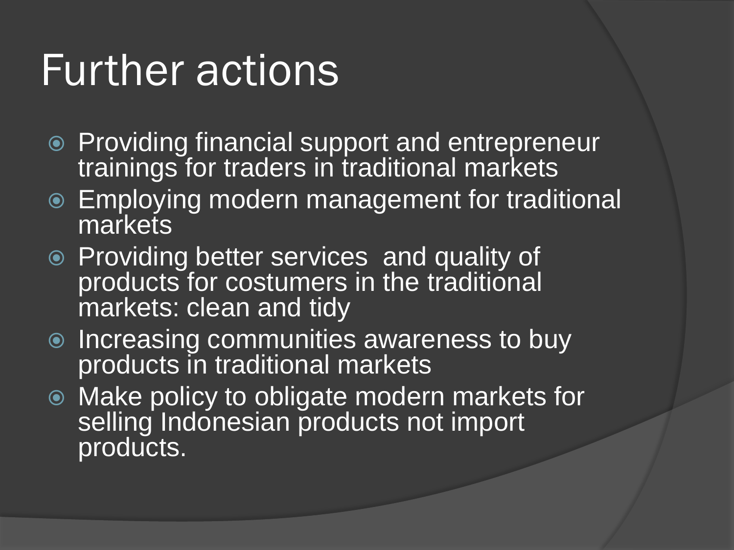# Further actions

- Providing financial support and entrepreneur trainings for traders in traditional markets
- Employing modern management for traditional markets
- Providing better services and quality of products for costumers in the traditional markets: clean and tidy
- Increasing communities awareness to buy products in traditional markets
- Make policy to obligate modern markets for selling Indonesian products not import products.